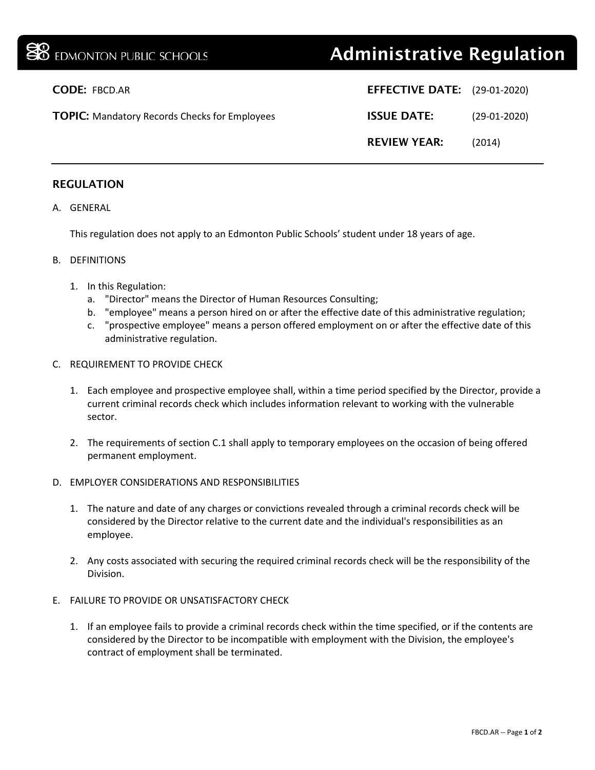EDMONTON PUBLIC SCHOOLS

# Administrative Regulation

**CODE:** FBCD.AR

**TOPIC:** Mandatory Records Checks for Employees

**EFFECTIVE DATE:** (29-01-2020)

**ISSUE DATE:** (29-01-2020)

**REVIEW YEAR:** (2014)

## REGULATION

A. GENERAL

This regulation does not apply to an Edmonton Public Schools' student under 18 years of age.

B. DEFINITIONS

1. In this Regulation:
   a. "Director" means the Director of Human Resources Consulting;
   b. "employee" means a person hired on or after the effective date of this administrative regulation;
   c. "prospective employee" means a person offered employment on or after the effective date of this administrative regulation.

C. REQUIREMENT TO PROVIDE CHECK

1. Each employee and prospective employee shall, within a time period specified by the Director, provide a current criminal records check which includes information relevant to working with the vulnerable sector.

2. The requirements of section C.1 shall apply to temporary employees on the occasion of being offered permanent employment.

D. EMPLOYER CONSIDERATIONS AND RESPONSIBILITIES

1. The nature and date of any charges or convictions revealed through a criminal records check will be considered by the Director relative to the current date and the individual's responsibilities as an employee.

2. Any costs associated with securing the required criminal records check will be the responsibility of the Division.

E. FAILURE TO PROVIDE OR UNSATISFACTORY CHECK

1. If an employee fails to provide a criminal records check within the time specified, or if the contents are considered by the Director to be incompatible with employment with the Division, the employee's contract of employment shall be terminated.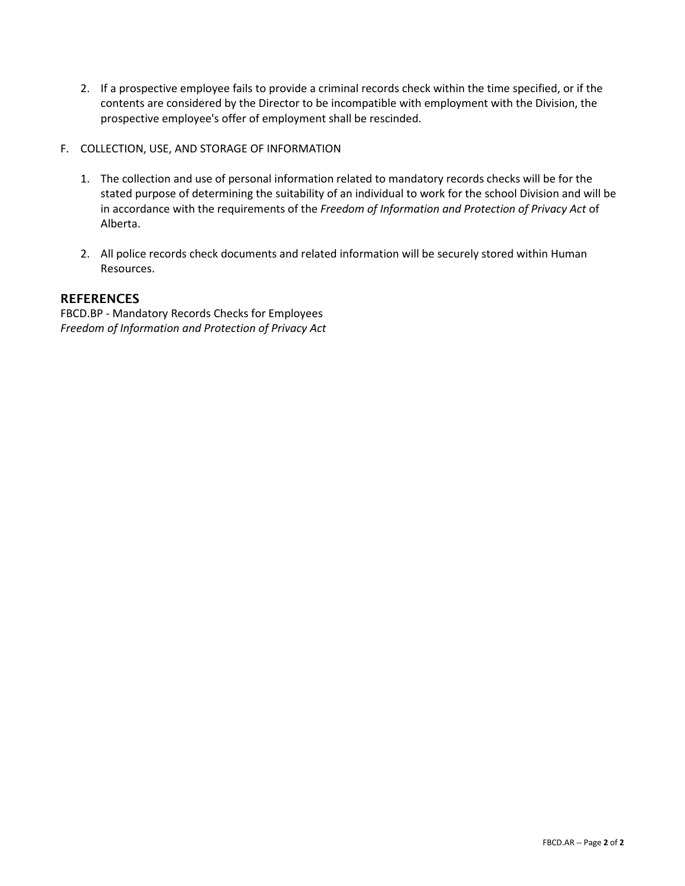2. If a prospective employee fails to provide a criminal records check within the time specified, or if the contents are considered by the Director to be incompatible with employment with the Division, the prospective employee's offer of employment shall be rescinded.

F. COLLECTION, USE, AND STORAGE OF INFORMATION

1. The collection and use of personal information related to mandatory records checks will be for the stated purpose of determining the suitability of an individual to work for the school Division and will be in accordance with the requirements of the *Freedom of Information and Protection of Privacy Act* of Alberta.

2. All police records check documents and related information will be securely stored within Human Resources.

## REFERENCES

FBCD.BP - Mandatory Records Checks for Employees
*Freedom of Information and Protection of Privacy Act*